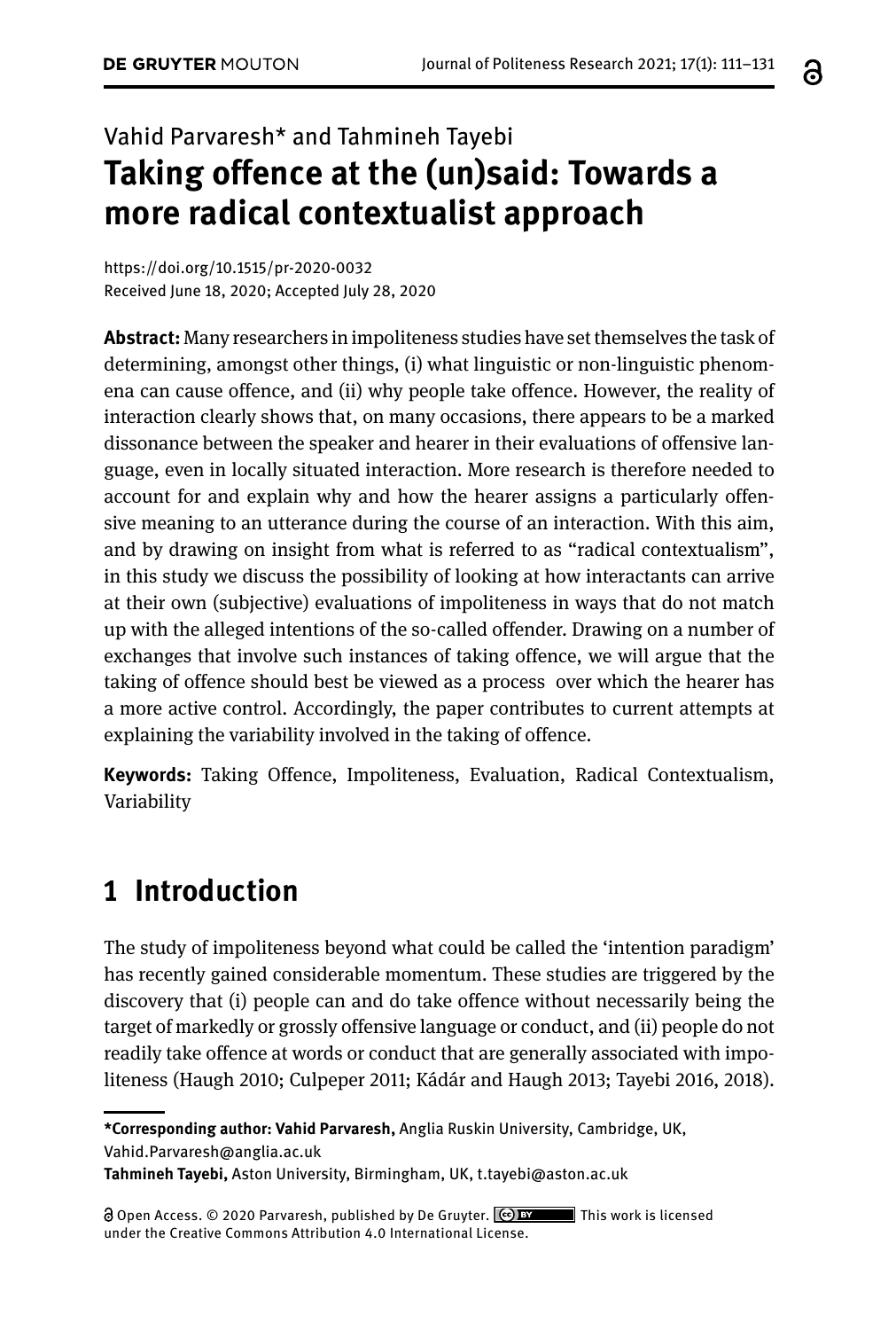Vahid Parvaresh* and Tahmineh Tayebi

# Taking offence at the (un)said: Towards a more radical contextualist approach

https://doi.org/10.1515/pr-2020-0032
Received June 18, 2020; Accepted July 28, 2020

**Abstract:** Many researchers in impoliteness studies have set themselves the task of determining, amongst other things, (i) what linguistic or non-linguistic phenomena can cause offence, and (ii) why people take offence. However, the reality of interaction clearly shows that, on many occasions, there appears to be a marked dissonance between the speaker and hearer in their evaluations of offensive language, even in locally situated interaction. More research is therefore needed to account for and explain why and how the hearer assigns a particularly offensive meaning to an utterance during the course of an interaction. With this aim, and by drawing on insight from what is referred to as "radical contextualism", in this study we discuss the possibility of looking at how interactants can arrive at their own (subjective) evaluations of impoliteness in ways that do not match up with the alleged intentions of the so-called offender. Drawing on a number of exchanges that involve such instances of taking offence, we will argue that the taking of offence should best be viewed as a process over which the hearer has a more active control. Accordingly, the paper contributes to current attempts at explaining the variability involved in the taking of offence.

**Keywords:** Taking Offence, Impoliteness, Evaluation, Radical Contextualism, Variability

## 1 Introduction

The study of impoliteness beyond what could be called the 'intention paradigm' has recently gained considerable momentum. These studies are triggered by the discovery that (i) people can and do take offence without necessarily being the target of markedly or grossly offensive language or conduct, and (ii) people do not readily take offence at words or conduct that are generally associated with impoliteness (Haugh 2010; Culpeper 2011; Kádár and Haugh 2013; Tayebi 2016, 2018).

---

**\*Corresponding author: Vahid Parvaresh,** Anglia Ruskin University, Cambridge, UK, Vahid.Parvaresh@anglia.ac.uk
**Tahmineh Tayebi,** Aston University, Birmingham, UK, t.tayebi@aston.ac.uk

Open Access. © 2020 Parvaresh, published by De Gruyter. This work is licensed under the Creative Commons Attribution 4.0 International License.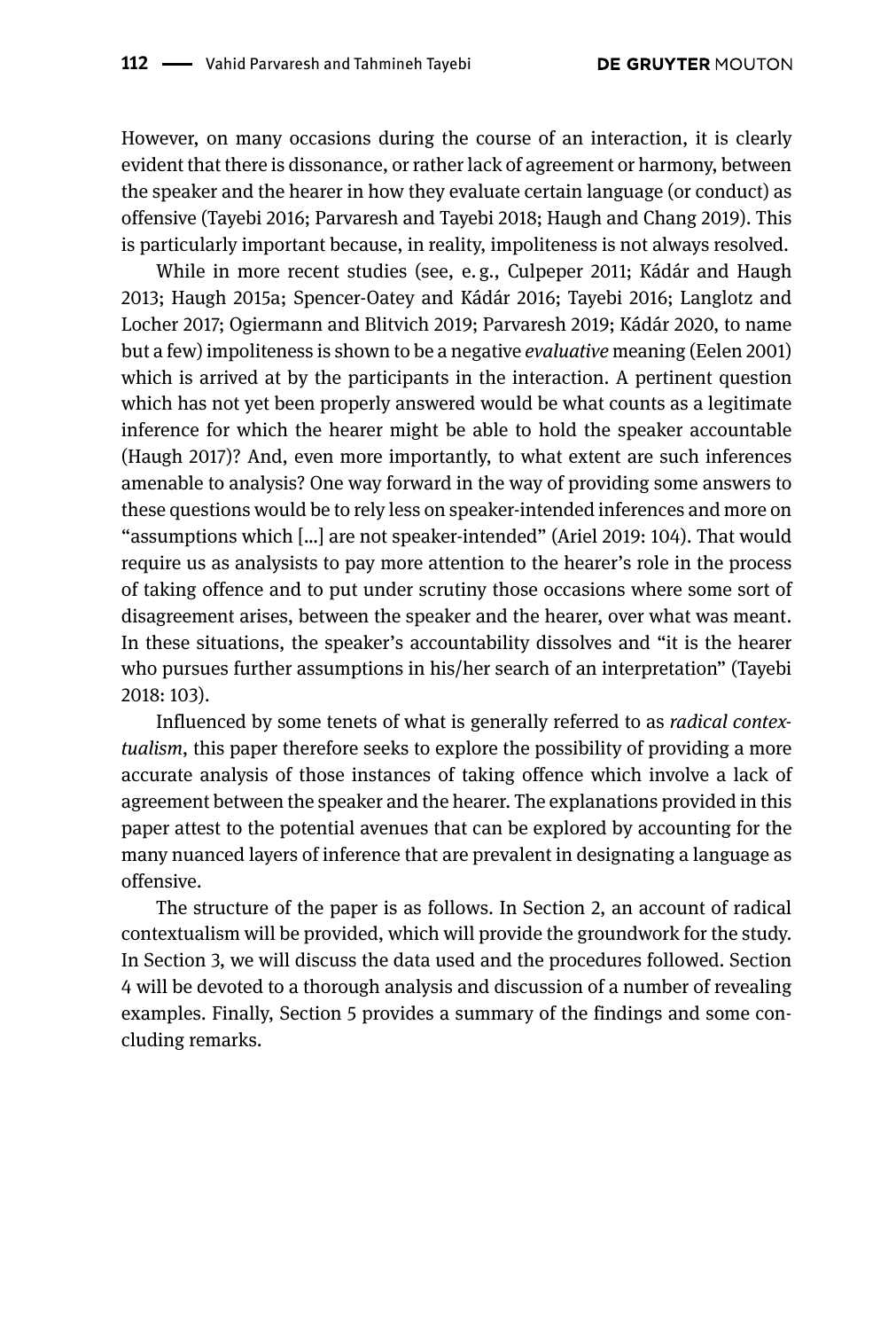However, on many occasions during the course of an interaction, it is clearly evident that there is dissonance, or rather lack of agreement or harmony, between the speaker and the hearer in how they evaluate certain language (or conduct) as offensive (Tayebi 2016; Parvaresh and Tayebi 2018; Haugh and Chang 2019). This is particularly important because, in reality, impoliteness is not always resolved.

While in more recent studies (see, e. g., Culpeper 2011; Kádár and Haugh 2013; Haugh 2015a; Spencer-Oatey and Kádár 2016; Tayebi 2016; Langlotz and Locher 2017; Ogiermann and Blitvich 2019; Parvaresh 2019; Kádár 2020, to name but a few) impoliteness is shown to be a negative *evaluative* meaning (Eelen 2001) which is arrived at by the participants in the interaction. A pertinent question which has not yet been properly answered would be what counts as a legitimate inference for which the hearer might be able to hold the speaker accountable (Haugh 2017)? And, even more importantly, to what extent are such inferences amenable to analysis? One way forward in the way of providing some answers to these questions would be to rely less on speaker-intended inferences and more on "assumptions which [...] are not speaker-intended" (Ariel 2019: 104). That would require us as analysists to pay more attention to the hearer's role in the process of taking offence and to put under scrutiny those occasions where some sort of disagreement arises, between the speaker and the hearer, over what was meant. In these situations, the speaker's accountability dissolves and "it is the hearer who pursues further assumptions in his/her search of an interpretation" (Tayebi 2018: 103).

Influenced by some tenets of what is generally referred to as *radical contextualism*, this paper therefore seeks to explore the possibility of providing a more accurate analysis of those instances of taking offence which involve a lack of agreement between the speaker and the hearer. The explanations provided in this paper attest to the potential avenues that can be explored by accounting for the many nuanced layers of inference that are prevalent in designating a language as offensive.

The structure of the paper is as follows. In Section 2, an account of radical contextualism will be provided, which will provide the groundwork for the study. In Section 3, we will discuss the data used and the procedures followed. Section 4 will be devoted to a thorough analysis and discussion of a number of revealing examples. Finally, Section 5 provides a summary of the findings and some concluding remarks.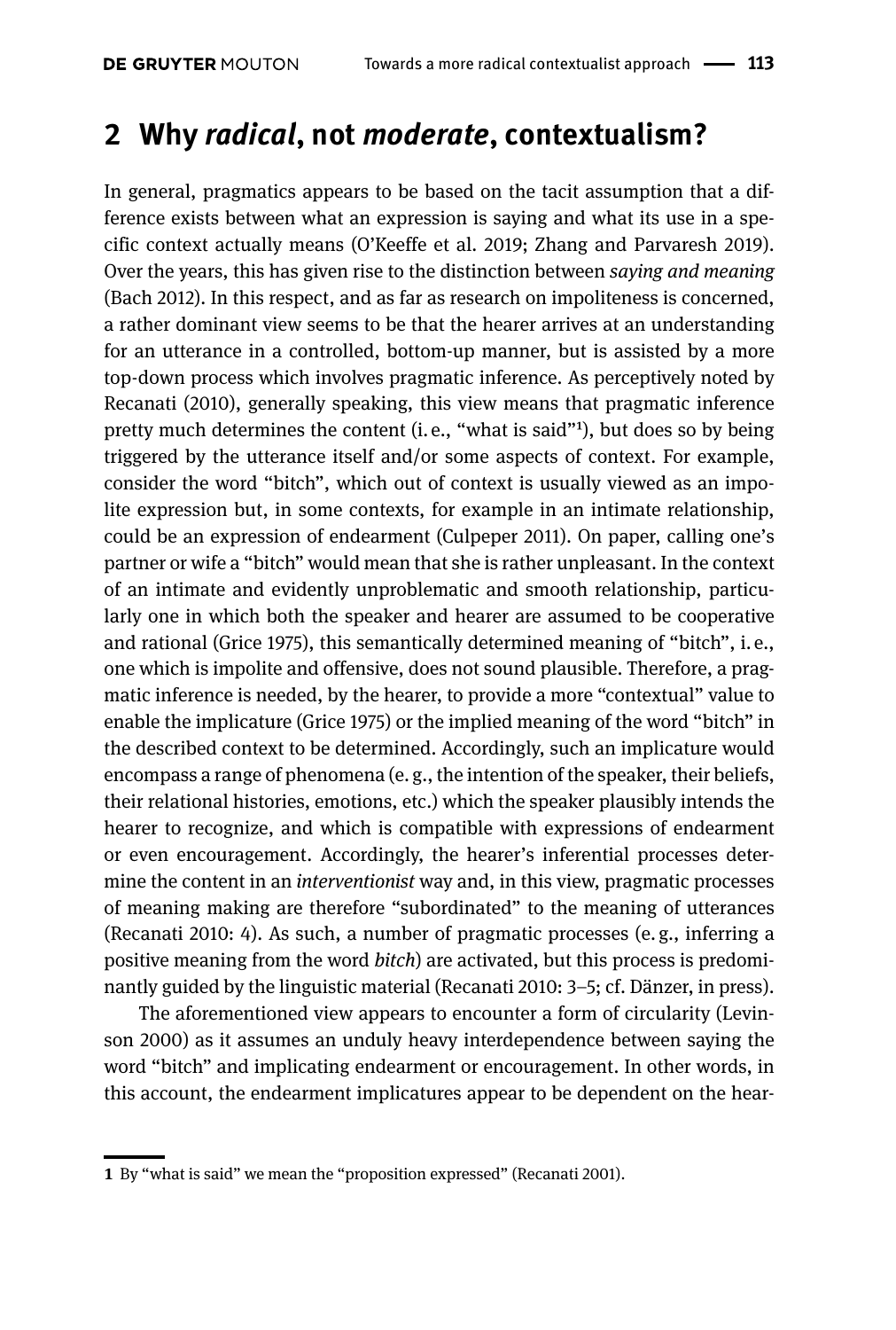## 2 Why *radical*, not *moderate*, contextualism?

In general, pragmatics appears to be based on the tacit assumption that a difference exists between what an expression is saying and what its use in a specific context actually means (O'Keeffe et al. 2019; Zhang and Parvaresh 2019). Over the years, this has given rise to the distinction between *saying and meaning* (Bach 2012). In this respect, and as far as research on impoliteness is concerned, a rather dominant view seems to be that the hearer arrives at an understanding for an utterance in a controlled, bottom-up manner, but is assisted by a more top-down process which involves pragmatic inference. As perceptively noted by Recanati (2010), generally speaking, this view means that pragmatic inference pretty much determines the content (i. e., "what is said"[1]), but does so by being triggered by the utterance itself and/or some aspects of context. For example, consider the word "bitch", which out of context is usually viewed as an impolite expression but, in some contexts, for example in an intimate relationship, could be an expression of endearment (Culpeper 2011). On paper, calling one's partner or wife a "bitch" would mean that she is rather unpleasant. In the context of an intimate and evidently unproblematic and smooth relationship, particularly one in which both the speaker and hearer are assumed to be cooperative and rational (Grice 1975), this semantically determined meaning of "bitch", i. e., one which is impolite and offensive, does not sound plausible. Therefore, a pragmatic inference is needed, by the hearer, to provide a more "contextual" value to enable the implicature (Grice 1975) or the implied meaning of the word "bitch" in the described context to be determined. Accordingly, such an implicature would encompass a range of phenomena (e. g., the intention of the speaker, their beliefs, their relational histories, emotions, etc.) which the speaker plausibly intends the hearer to recognize, and which is compatible with expressions of endearment or even encouragement. Accordingly, the hearer's inferential processes determine the content in an *interventionist* way and, in this view, pragmatic processes of meaning making are therefore "subordinated" to the meaning of utterances (Recanati 2010: 4). As such, a number of pragmatic processes (e. g., inferring a positive meaning from the word *bitch*) are activated, but this process is predominantly guided by the linguistic material (Recanati 2010: 3–5; cf. Dänzer, in press).

The aforementioned view appears to encounter a form of circularity (Levinson 2000) as it assumes an unduly heavy interdependence between saying the word "bitch" and implicating endearment or encouragement. In other words, in this account, the endearment implicatures appear to be dependent on the hear-

---

1 By "what is said" we mean the "proposition expressed" (Recanati 2001).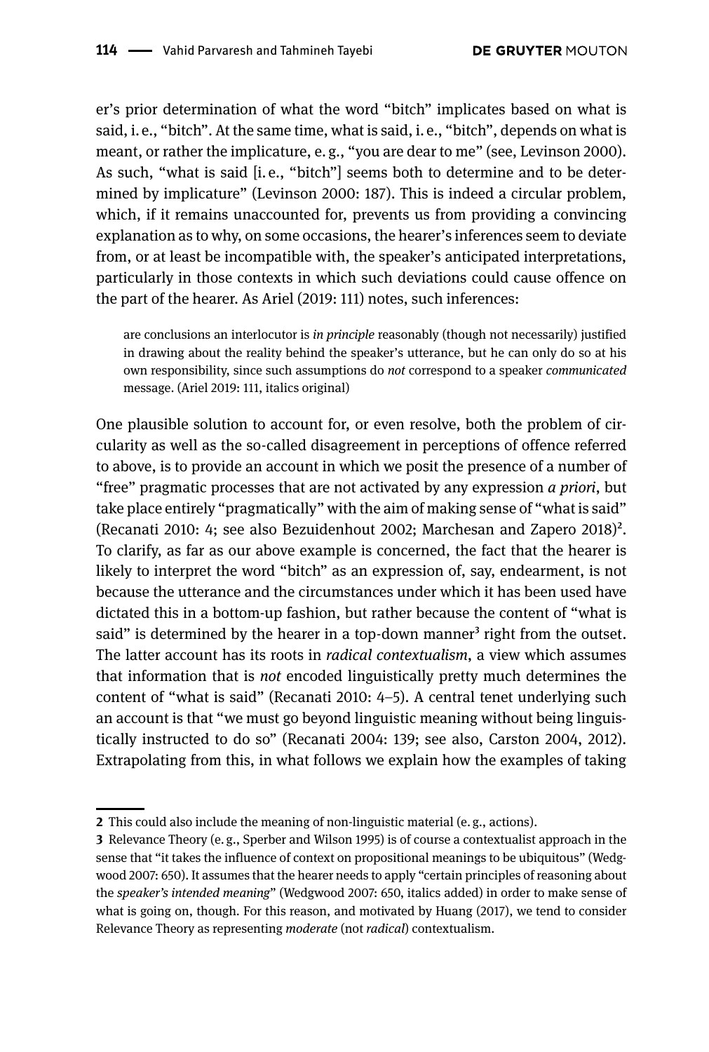er's prior determination of what the word "bitch" implicates based on what is said, i. e., "bitch". At the same time, what is said, i. e., "bitch", depends on what is meant, or rather the implicature, e. g., "you are dear to me" (see, Levinson 2000). As such, "what is said [i. e., "bitch"] seems both to determine and to be determined by implicature" (Levinson 2000: 187). This is indeed a circular problem, which, if it remains unaccounted for, prevents us from providing a convincing explanation as to why, on some occasions, the hearer's inferences seem to deviate from, or at least be incompatible with, the speaker's anticipated interpretations, particularly in those contexts in which such deviations could cause offence on the part of the hearer. As Ariel (2019: 111) notes, such inferences:

> are conclusions an interlocutor is *in principle* reasonably (though not necessarily) justified in drawing about the reality behind the speaker's utterance, but he can only do so at his own responsibility, since such assumptions do *not* correspond to a speaker *communicated* message. (Ariel 2019: 111, italics original)

One plausible solution to account for, or even resolve, both the problem of circularity as well as the so-called disagreement in perceptions of offence referred to above, is to provide an account in which we posit the presence of a number of "free" pragmatic processes that are not activated by any expression *a priori*, but take place entirely "pragmatically" with the aim of making sense of "what is said" (Recanati 2010: 4; see also Bezuidenhout 2002; Marchesan and Zapero 2018)[2]. To clarify, as far as our above example is concerned, the fact that the hearer is likely to interpret the word "bitch" as an expression of, say, endearment, is not because the utterance and the circumstances under which it has been used have dictated this in a bottom-up fashion, but rather because the content of "what is said" is determined by the hearer in a top-down manner[3] right from the outset. The latter account has its roots in *radical contextualism*, a view which assumes that information that is *not* encoded linguistically pretty much determines the content of "what is said" (Recanati 2010: 4–5). A central tenet underlying such an account is that "we must go beyond linguistic meaning without being linguistically instructed to do so" (Recanati 2004: 139; see also, Carston 2004, 2012). Extrapolating from this, in what follows we explain how the examples of taking

---

**2** This could also include the meaning of non-linguistic material (e. g., actions).

**3** Relevance Theory (e. g., Sperber and Wilson 1995) is of course a contextualist approach in the sense that "it takes the influence of context on propositional meanings to be ubiquitous" (Wedgwood 2007: 650). It assumes that the hearer needs to apply "certain principles of reasoning about the *speaker's intended meaning*" (Wedgwood 2007: 650, italics added) in order to make sense of what is going on, though. For this reason, and motivated by Huang (2017), we tend to consider Relevance Theory as representing *moderate* (not *radical*) contextualism.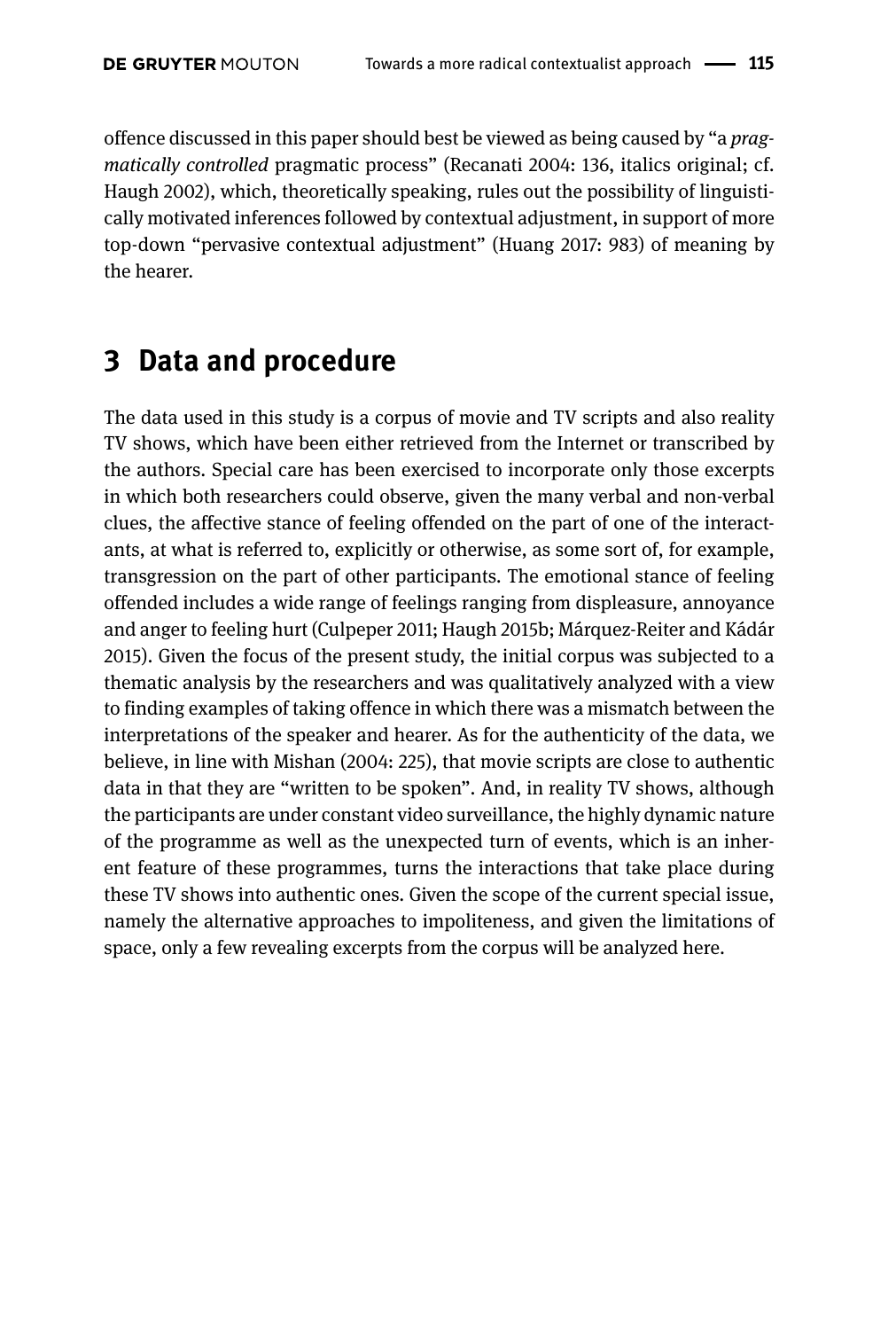offence discussed in this paper should best be viewed as being caused by "a *pragmatically controlled* pragmatic process" (Recanati 2004: 136, italics original; cf. Haugh 2002), which, theoretically speaking, rules out the possibility of linguistically motivated inferences followed by contextual adjustment, in support of more top-down "pervasive contextual adjustment" (Huang 2017: 983) of meaning by the hearer.

## 3 Data and procedure

The data used in this study is a corpus of movie and TV scripts and also reality TV shows, which have been either retrieved from the Internet or transcribed by the authors. Special care has been exercised to incorporate only those excerpts in which both researchers could observe, given the many verbal and non-verbal clues, the affective stance of feeling offended on the part of one of the interactants, at what is referred to, explicitly or otherwise, as some sort of, for example, transgression on the part of other participants. The emotional stance of feeling offended includes a wide range of feelings ranging from displeasure, annoyance and anger to feeling hurt (Culpeper 2011; Haugh 2015b; Márquez-Reiter and Kádár 2015). Given the focus of the present study, the initial corpus was subjected to a thematic analysis by the researchers and was qualitatively analyzed with a view to finding examples of taking offence in which there was a mismatch between the interpretations of the speaker and hearer. As for the authenticity of the data, we believe, in line with Mishan (2004: 225), that movie scripts are close to authentic data in that they are "written to be spoken". And, in reality TV shows, although the participants are under constant video surveillance, the highly dynamic nature of the programme as well as the unexpected turn of events, which is an inherent feature of these programmes, turns the interactions that take place during these TV shows into authentic ones. Given the scope of the current special issue, namely the alternative approaches to impoliteness, and given the limitations of space, only a few revealing excerpts from the corpus will be analyzed here.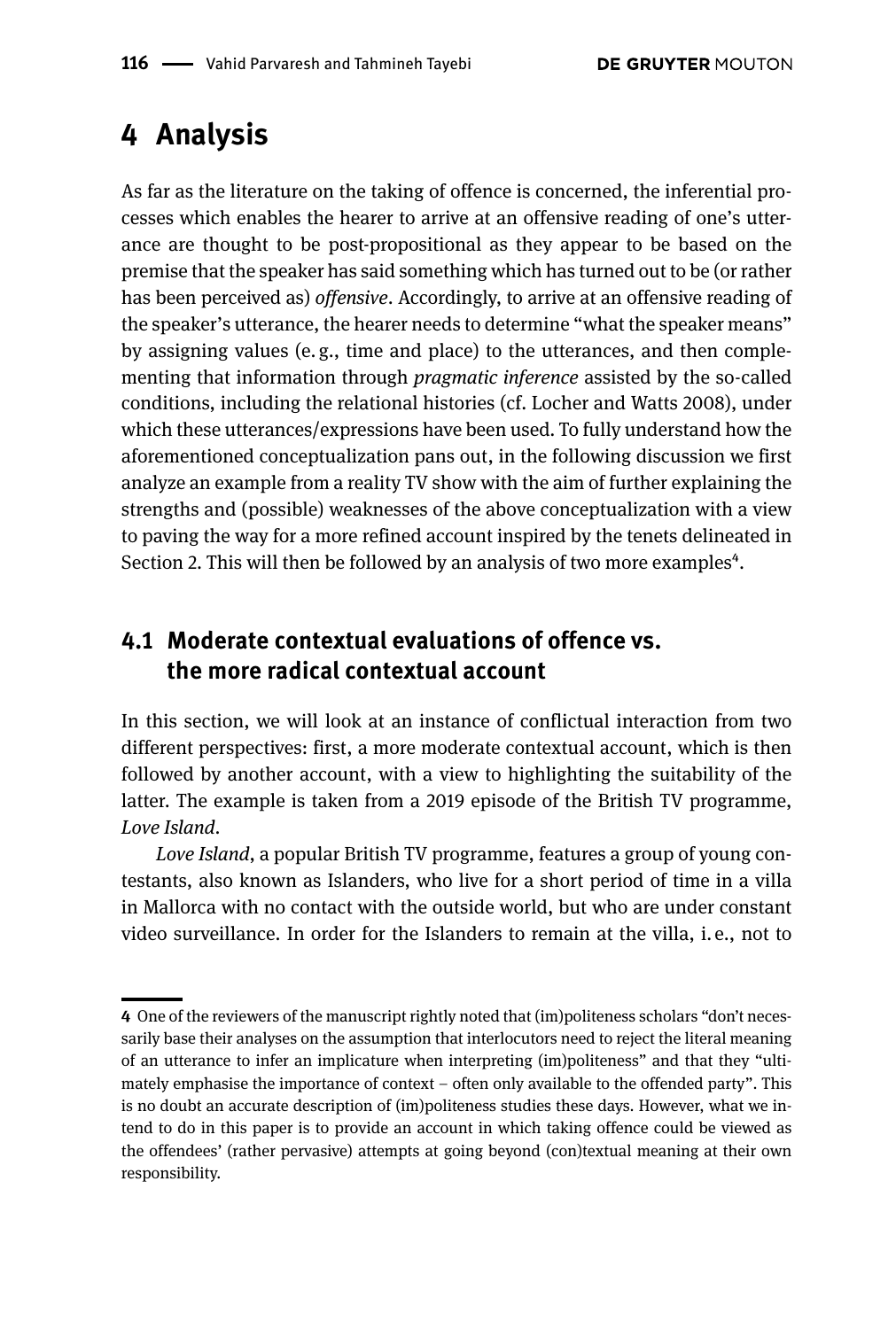# 4 Analysis

As far as the literature on the taking of offence is concerned, the inferential processes which enables the hearer to arrive at an offensive reading of one's utterance are thought to be post-propositional as they appear to be based on the premise that the speaker has said something which has turned out to be (or rather has been perceived as) *offensive*. Accordingly, to arrive at an offensive reading of the speaker's utterance, the hearer needs to determine "what the speaker means" by assigning values (e. g., time and place) to the utterances, and then complementing that information through *pragmatic inference* assisted by the so-called conditions, including the relational histories (cf. Locher and Watts 2008), under which these utterances/expressions have been used. To fully understand how the aforementioned conceptualization pans out, in the following discussion we first analyze an example from a reality TV show with the aim of further explaining the strengths and (possible) weaknesses of the above conceptualization with a view to paving the way for a more refined account inspired by the tenets delineated in Section 2. This will then be followed by an analysis of two more examples[4].

## 4.1 Moderate contextual evaluations of offence vs. the more radical contextual account

In this section, we will look at an instance of conflictual interaction from two different perspectives: first, a more moderate contextual account, which is then followed by another account, with a view to highlighting the suitability of the latter. The example is taken from a 2019 episode of the British TV programme, *Love Island*.

*Love Island*, a popular British TV programme, features a group of young contestants, also known as Islanders, who live for a short period of time in a villa in Mallorca with no contact with the outside world, but who are under constant video surveillance. In order for the Islanders to remain at the villa, i. e., not to

---

4 One of the reviewers of the manuscript rightly noted that (im)politeness scholars "don't necessarily base their analyses on the assumption that interlocutors need to reject the literal meaning of an utterance to infer an implicature when interpreting (im)politeness" and that they "ultimately emphasise the importance of context – often only available to the offended party". This is no doubt an accurate description of (im)politeness studies these days. However, what we intend to do in this paper is to provide an account in which taking offence could be viewed as the offendees' (rather pervasive) attempts at going beyond (con)textual meaning at their own responsibility.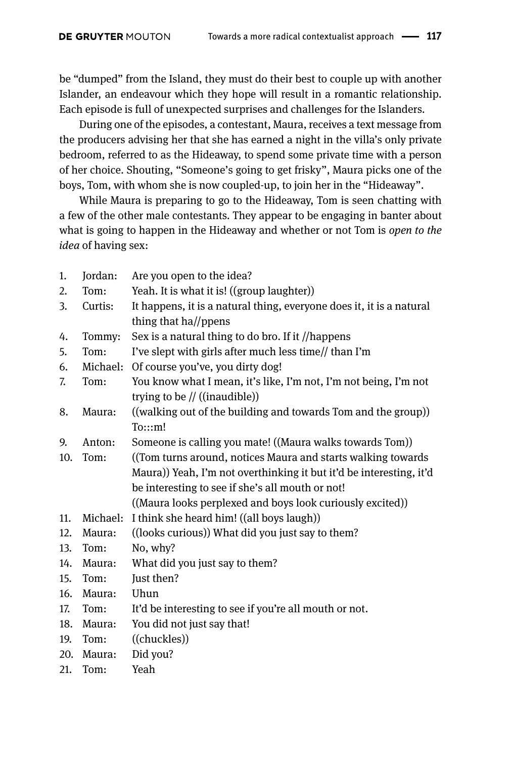be "dumped" from the Island, they must do their best to couple up with another Islander, an endeavour which they hope will result in a romantic relationship. Each episode is full of unexpected surprises and challenges for the Islanders.

During one of the episodes, a contestant, Maura, receives a text message from the producers advising her that she has earned a night in the villa's only private bedroom, referred to as the Hideaway, to spend some private time with a person of her choice. Shouting, "Someone's going to get frisky", Maura picks one of the boys, Tom, with whom she is now coupled-up, to join her in the "Hideaway".

While Maura is preparing to go to the Hideaway, Tom is seen chatting with a few of the other male contestants. They appear to be engaging in banter about what is going to happen in the Hideaway and whether or not Tom is *open to the idea* of having sex:

| | | |
|---|---|---|
| 1. | Jordan: | Are you open to the idea? |
| 2. | Tom: | Yeah. It is what it is! ((group laughter)) |
| 3. | Curtis: | It happens, it is a natural thing, everyone does it, it is a natural thing that ha//ppens |
| 4. | Tommy: | Sex is a natural thing to do bro. If it //happens |
| 5. | Tom: | I've slept with girls after much less time// than I'm |
| 6. | Michael: | Of course you've, you dirty dog! |
| 7. | Tom: | You know what I mean, it's like, I'm not, I'm not being, I'm not trying to be // ((inaudible)) |
| 8. | Maura: | ((walking out of the building and towards Tom and the group)) To:::m! |
| 9. | Anton: | Someone is calling you mate! ((Maura walks towards Tom)) |
| 10. | Tom: | ((Tom turns around, notices Maura and starts walking towards Maura)) Yeah, I'm not overthinking it but it'd be interesting, it'd be interesting to see if she's all mouth or not! ((Maura looks perplexed and boys look curiously excited)) |
| 11. | Michael: | I think she heard him! ((all boys laugh)) |
| 12. | Maura: | ((looks curious)) What did you just say to them? |
| 13. | Tom: | No, why? |
| 14. | Maura: | What did you just say to them? |
| 15. | Tom: | Just then? |
| 16. | Maura: | Uhun |
| 17. | Tom: | It'd be interesting to see if you're all mouth or not. |
| 18. | Maura: | You did not just say that! |
| 19. | Tom: | ((chuckles)) |
| 20. | Maura: | Did you? |
| 21. | Tom: | Yeah |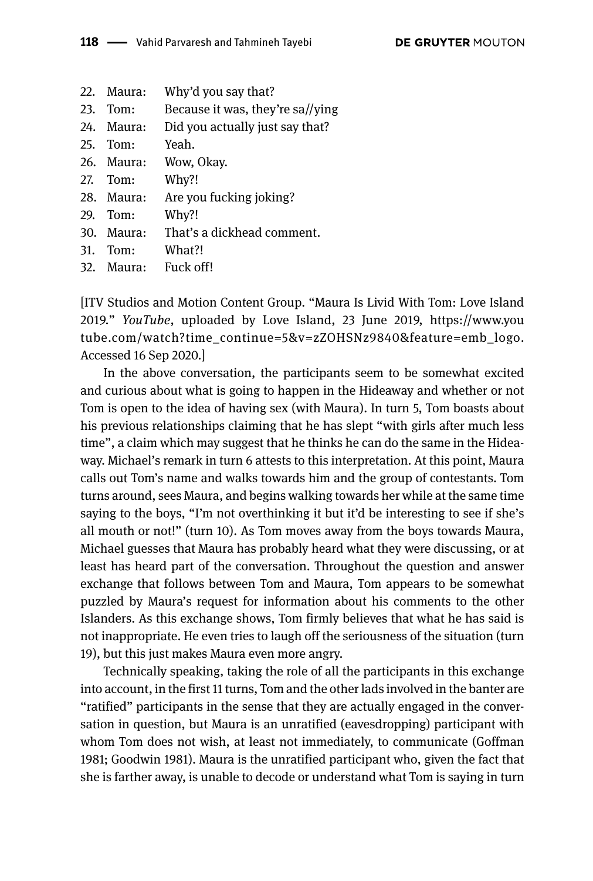22. Maura: Why'd you say that?
23. Tom: Because it was, they're sa//ying
24. Maura: Did you actually just say that?
25. Tom: Yeah.
26. Maura: Wow, Okay.
27. Tom: Why?!
28. Maura: Are you fucking joking?
29. Tom: Why?!
30. Maura: That's a dickhead comment.
31. Tom: What?!
32. Maura: Fuck off!

[ITV Studios and Motion Content Group. "Maura Is Livid With Tom: Love Island 2019." *YouTube*, uploaded by Love Island, 23 June 2019, https://www.youtube.com/watch?time_continue=5&v=zZOHSNz9840&feature=emb_logo. Accessed 16 Sep 2020.]

In the above conversation, the participants seem to be somewhat excited and curious about what is going to happen in the Hideaway and whether or not Tom is open to the idea of having sex (with Maura). In turn 5, Tom boasts about his previous relationships claiming that he has slept "with girls after much less time", a claim which may suggest that he thinks he can do the same in the Hideaway. Michael's remark in turn 6 attests to this interpretation. At this point, Maura calls out Tom's name and walks towards him and the group of contestants. Tom turns around, sees Maura, and begins walking towards her while at the same time saying to the boys, "I'm not overthinking it but it'd be interesting to see if she's all mouth or not!" (turn 10). As Tom moves away from the boys towards Maura, Michael guesses that Maura has probably heard what they were discussing, or at least has heard part of the conversation. Throughout the question and answer exchange that follows between Tom and Maura, Tom appears to be somewhat puzzled by Maura's request for information about his comments to the other Islanders. As this exchange shows, Tom firmly believes that what he has said is not inappropriate. He even tries to laugh off the seriousness of the situation (turn 19), but this just makes Maura even more angry.

Technically speaking, taking the role of all the participants in this exchange into account, in the first 11 turns, Tom and the other lads involved in the banter are "ratified" participants in the sense that they are actually engaged in the conversation in question, but Maura is an unratified (eavesdropping) participant with whom Tom does not wish, at least not immediately, to communicate (Goffman 1981; Goodwin 1981). Maura is the unratified participant who, given the fact that she is farther away, is unable to decode or understand what Tom is saying in turn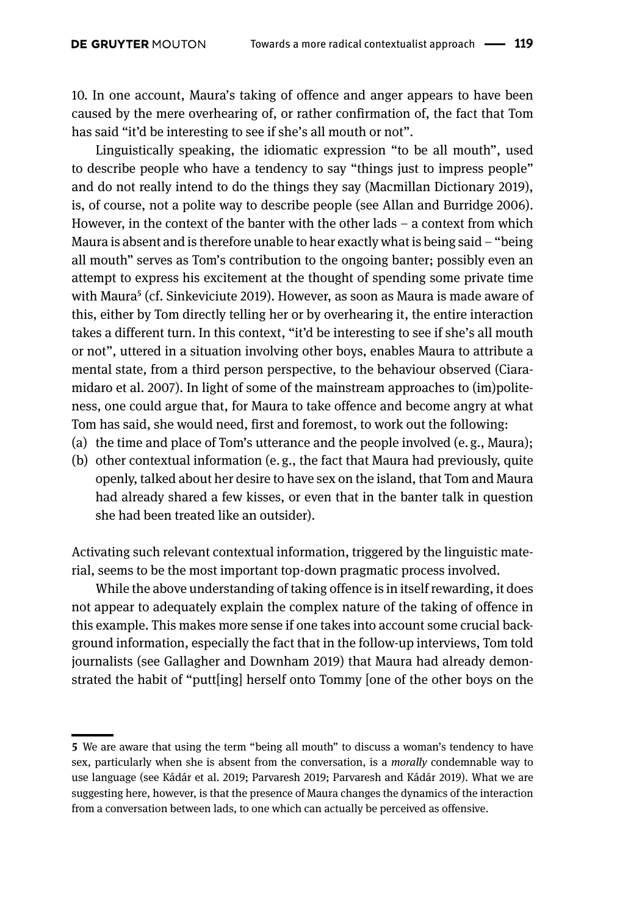10. In one account, Maura's taking of offence and anger appears to have been caused by the mere overhearing of, or rather confirmation of, the fact that Tom has said "it'd be interesting to see if she's all mouth or not".

Linguistically speaking, the idiomatic expression "to be all mouth", used to describe people who have a tendency to say "things just to impress people" and do not really intend to do the things they say (Macmillan Dictionary 2019), is, of course, not a polite way to describe people (see Allan and Burridge 2006). However, in the context of the banter with the other lads – a context from which Maura is absent and is therefore unable to hear exactly what is being said – "being all mouth" serves as Tom's contribution to the ongoing banter; possibly even an attempt to express his excitement at the thought of spending some private time with Maura[5] (cf. Sinkeviciute 2019). However, as soon as Maura is made aware of this, either by Tom directly telling her or by overhearing it, the entire interaction takes a different turn. In this context, "it'd be interesting to see if she's all mouth or not", uttered in a situation involving other boys, enables Maura to attribute a mental state, from a third person perspective, to the behaviour observed (Ciaramidaro et al. 2007). In light of some of the mainstream approaches to (im)politeness, one could argue that, for Maura to take offence and become angry at what Tom has said, she would need, first and foremost, to work out the following:

(a) the time and place of Tom's utterance and the people involved (e. g., Maura);
(b) other contextual information (e. g., the fact that Maura had previously, quite openly, talked about her desire to have sex on the island, that Tom and Maura had already shared a few kisses, or even that in the banter talk in question she had been treated like an outsider).

Activating such relevant contextual information, triggered by the linguistic material, seems to be the most important top-down pragmatic process involved.

While the above understanding of taking offence is in itself rewarding, it does not appear to adequately explain the complex nature of the taking of offence in this example. This makes more sense if one takes into account some crucial background information, especially the fact that in the follow-up interviews, Tom told journalists (see Gallagher and Downham 2019) that Maura had already demonstrated the habit of "putt[ing] herself onto Tommy [one of the other boys on the

---

5 We are aware that using the term "being all mouth" to discuss a woman's tendency to have sex, particularly when she is absent from the conversation, is a *morally* condemnable way to use language (see Kádár et al. 2019; Parvaresh 2019; Parvaresh and Kádár 2019). What we are suggesting here, however, is that the presence of Maura changes the dynamics of the interaction from a conversation between lads, to one which can actually be perceived as offensive.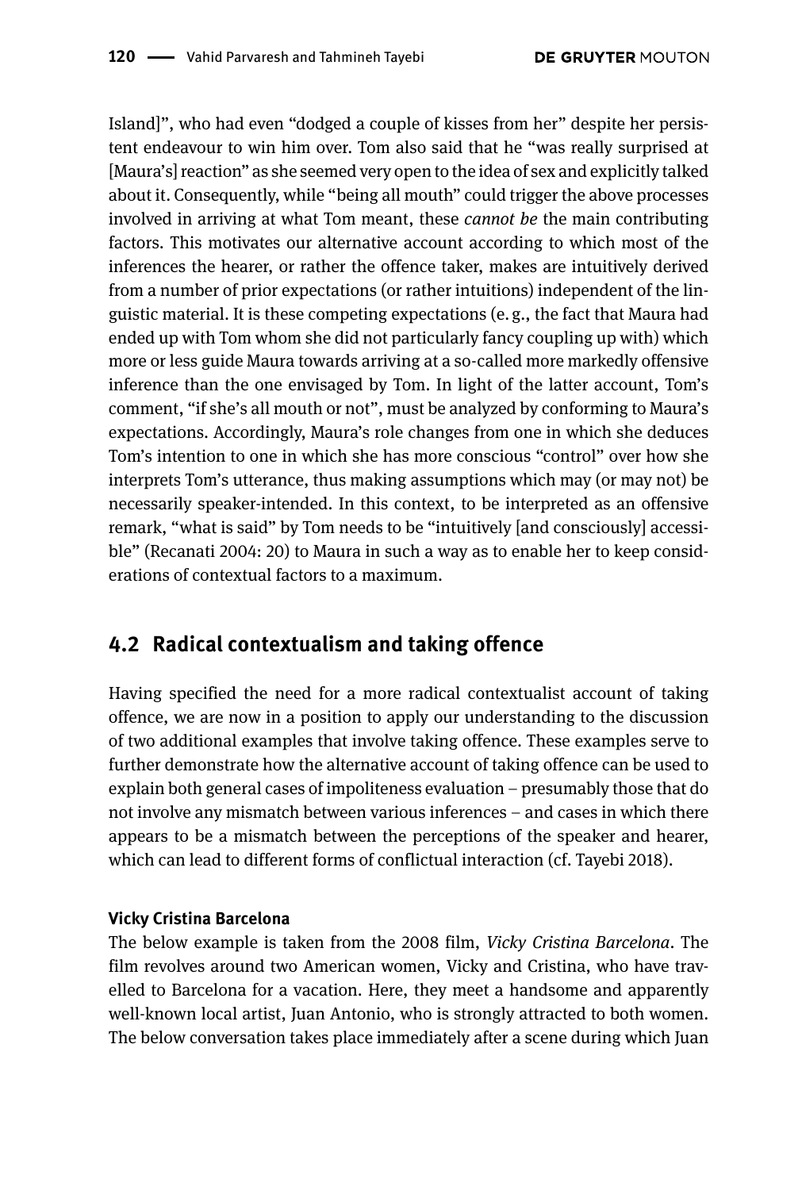Island]", who had even "dodged a couple of kisses from her" despite her persistent endeavour to win him over. Tom also said that he "was really surprised at [Maura's] reaction" as she seemed very open to the idea of sex and explicitly talked about it. Consequently, while "being all mouth" could trigger the above processes involved in arriving at what Tom meant, these *cannot be* the main contributing factors. This motivates our alternative account according to which most of the inferences the hearer, or rather the offence taker, makes are intuitively derived from a number of prior expectations (or rather intuitions) independent of the linguistic material. It is these competing expectations (e. g., the fact that Maura had ended up with Tom whom she did not particularly fancy coupling up with) which more or less guide Maura towards arriving at a so-called more markedly offensive inference than the one envisaged by Tom. In light of the latter account, Tom's comment, "if she's all mouth or not", must be analyzed by conforming to Maura's expectations. Accordingly, Maura's role changes from one in which she deduces Tom's intention to one in which she has more conscious "control" over how she interprets Tom's utterance, thus making assumptions which may (or may not) be necessarily speaker-intended. In this context, to be interpreted as an offensive remark, "what is said" by Tom needs to be "intuitively [and consciously] accessible" (Recanati 2004: 20) to Maura in such a way as to enable her to keep considerations of contextual factors to a maximum.

## 4.2 Radical contextualism and taking offence

Having specified the need for a more radical contextualist account of taking offence, we are now in a position to apply our understanding to the discussion of two additional examples that involve taking offence. These examples serve to further demonstrate how the alternative account of taking offence can be used to explain both general cases of impoliteness evaluation – presumably those that do not involve any mismatch between various inferences – and cases in which there appears to be a mismatch between the perceptions of the speaker and hearer, which can lead to different forms of conflictual interaction (cf. Tayebi 2018).

**Vicky Cristina Barcelona**

The below example is taken from the 2008 film, *Vicky Cristina Barcelona*. The film revolves around two American women, Vicky and Cristina, who have travelled to Barcelona for a vacation. Here, they meet a handsome and apparently well-known local artist, Juan Antonio, who is strongly attracted to both women. The below conversation takes place immediately after a scene during which Juan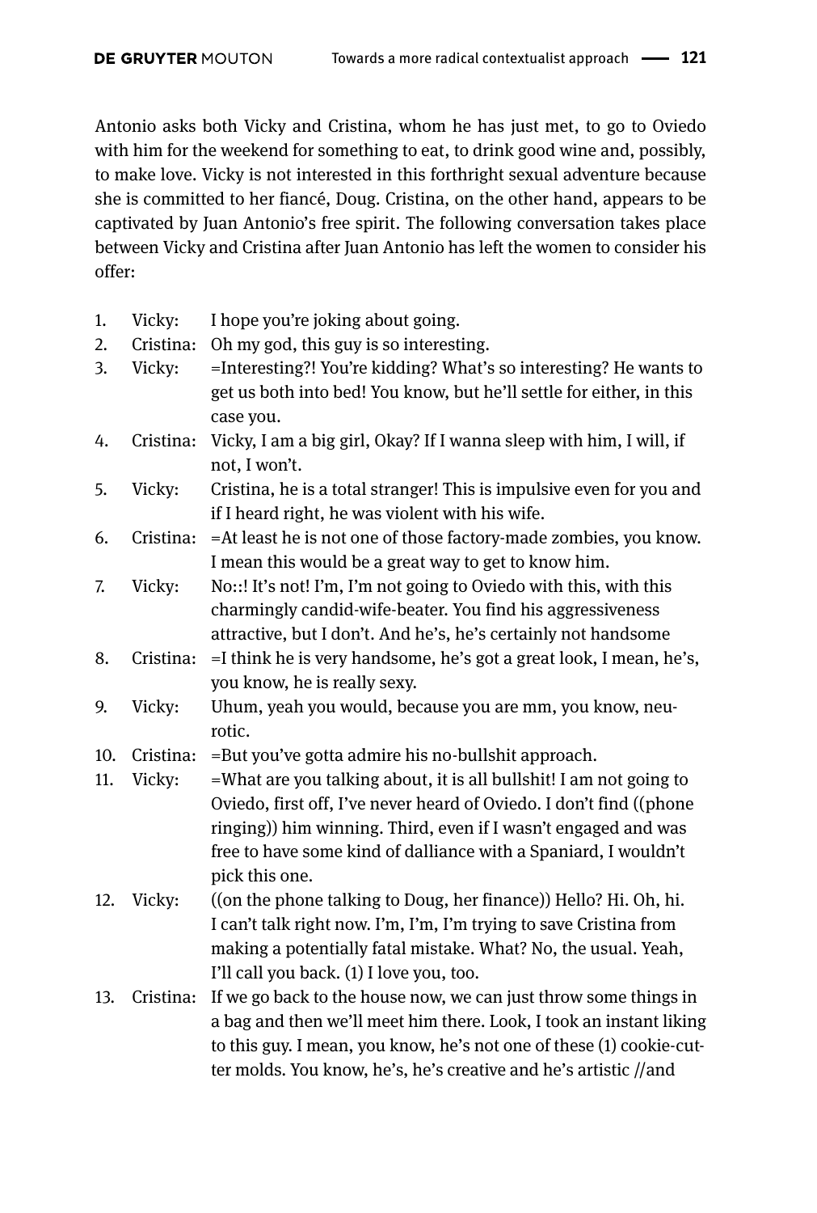Antonio asks both Vicky and Cristina, whom he has just met, to go to Oviedo with him for the weekend for something to eat, to drink good wine and, possibly, to make love. Vicky is not interested in this forthright sexual adventure because she is committed to her fiancé, Doug. Cristina, on the other hand, appears to be captivated by Juan Antonio's free spirit. The following conversation takes place between Vicky and Cristina after Juan Antonio has left the women to consider his offer:

| | | |
|---|---|---|
| 1. | Vicky: | I hope you're joking about going. |
| 2. | Cristina: | Oh my god, this guy is so interesting. |
| 3. | Vicky: | =Interesting?! You're kidding? What's so interesting? He wants to get us both into bed! You know, but he'll settle for either, in this case you. |
| 4. | Cristina: | Vicky, I am a big girl, Okay? If I wanna sleep with him, I will, if not, I won't. |
| 5. | Vicky: | Cristina, he is a total stranger! This is impulsive even for you and if I heard right, he was violent with his wife. |
| 6. | Cristina: | =At least he is not one of those factory-made zombies, you know. I mean this would be a great way to get to know him. |
| 7. | Vicky: | No::! It's not! I'm, I'm not going to Oviedo with this, with this charmingly candid-wife-beater. You find his aggressiveness attractive, but I don't. And he's, he's certainly not handsome |
| 8. | Cristina: | =I think he is very handsome, he's got a great look, I mean, he's, you know, he is really sexy. |
| 9. | Vicky: | Uhum, yeah you would, because you are mm, you know, neurotic. |
| 10. | Cristina: | =But you've gotta admire his no-bullshit approach. |
| 11. | Vicky: | =What are you talking about, it is all bullshit! I am not going to Oviedo, first off, I've never heard of Oviedo. I don't find ((phone ringing)) him winning. Third, even if I wasn't engaged and was free to have some kind of dalliance with a Spaniard, I wouldn't pick this one. |
| 12. | Vicky: | ((on the phone talking to Doug, her finance)) Hello? Hi. Oh, hi. I can't talk right now. I'm, I'm, I'm trying to save Cristina from making a potentially fatal mistake. What? No, the usual. Yeah, I'll call you back. (1) I love you, too. |
| 13. | Cristina: | If we go back to the house now, we can just throw some things in a bag and then we'll meet him there. Look, I took an instant liking to this guy. I mean, you know, he's not one of these (1) cookie-cutter molds. You know, he's, he's creative and he's artistic //and |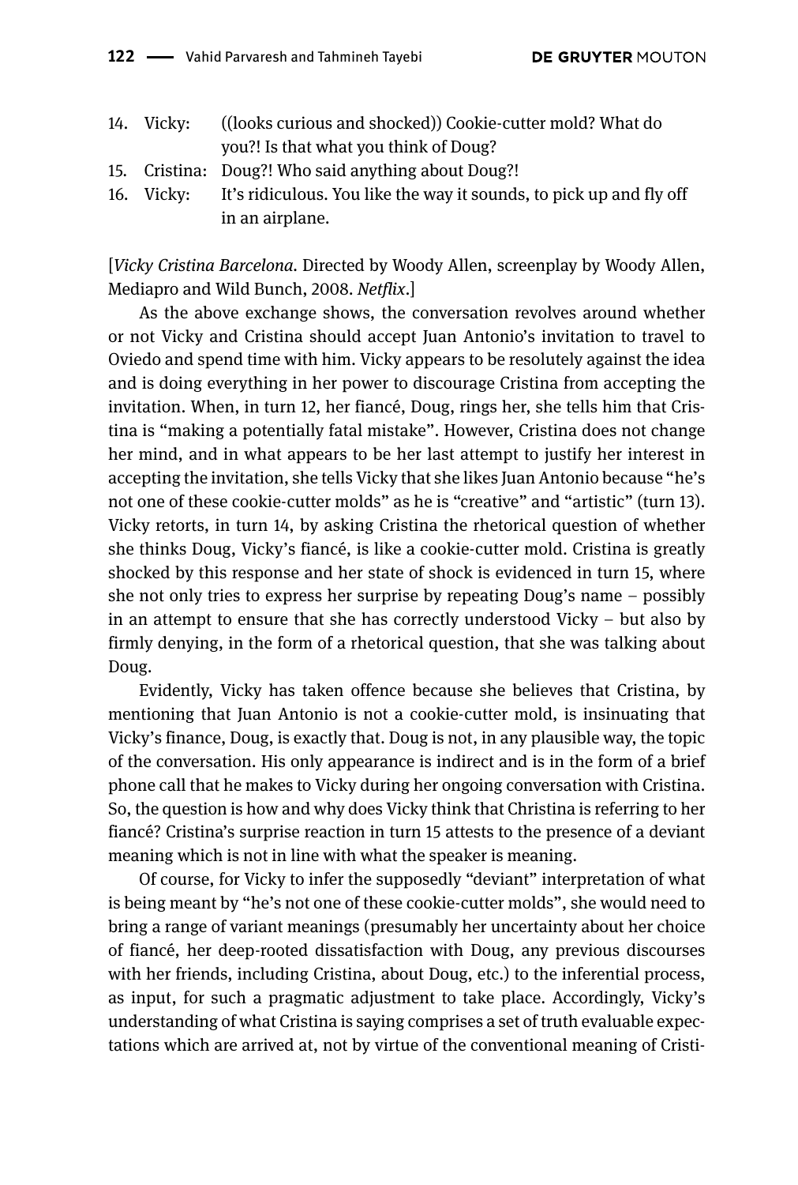14. Vicky: ((looks curious and shocked)) Cookie-cutter mold? What do you?! Is that what you think of Doug?
15. Cristina: Doug?! Who said anything about Doug?!
16. Vicky: It's ridiculous. You like the way it sounds, to pick up and fly off in an airplane.

[*Vicky Cristina Barcelona*. Directed by Woody Allen, screenplay by Woody Allen, Mediapro and Wild Bunch, 2008. *Netflix*.]

As the above exchange shows, the conversation revolves around whether or not Vicky and Cristina should accept Juan Antonio's invitation to travel to Oviedo and spend time with him. Vicky appears to be resolutely against the idea and is doing everything in her power to discourage Cristina from accepting the invitation. When, in turn 12, her fiancé, Doug, rings her, she tells him that Cristina is "making a potentially fatal mistake". However, Cristina does not change her mind, and in what appears to be her last attempt to justify her interest in accepting the invitation, she tells Vicky that she likes Juan Antonio because "he's not one of these cookie-cutter molds" as he is "creative" and "artistic" (turn 13). Vicky retorts, in turn 14, by asking Cristina the rhetorical question of whether she thinks Doug, Vicky's fiancé, is like a cookie-cutter mold. Cristina is greatly shocked by this response and her state of shock is evidenced in turn 15, where she not only tries to express her surprise by repeating Doug's name – possibly in an attempt to ensure that she has correctly understood Vicky – but also by firmly denying, in the form of a rhetorical question, that she was talking about Doug.

Evidently, Vicky has taken offence because she believes that Cristina, by mentioning that Juan Antonio is not a cookie-cutter mold, is insinuating that Vicky's finance, Doug, is exactly that. Doug is not, in any plausible way, the topic of the conversation. His only appearance is indirect and is in the form of a brief phone call that he makes to Vicky during her ongoing conversation with Cristina. So, the question is how and why does Vicky think that Christina is referring to her fiancé? Cristina's surprise reaction in turn 15 attests to the presence of a deviant meaning which is not in line with what the speaker is meaning.

Of course, for Vicky to infer the supposedly "deviant" interpretation of what is being meant by "he's not one of these cookie-cutter molds", she would need to bring a range of variant meanings (presumably her uncertainty about her choice of fiancé, her deep-rooted dissatisfaction with Doug, any previous discourses with her friends, including Cristina, about Doug, etc.) to the inferential process, as input, for such a pragmatic adjustment to take place. Accordingly, Vicky's understanding of what Cristina is saying comprises a set of truth evaluable expectations which are arrived at, not by virtue of the conventional meaning of Cristi-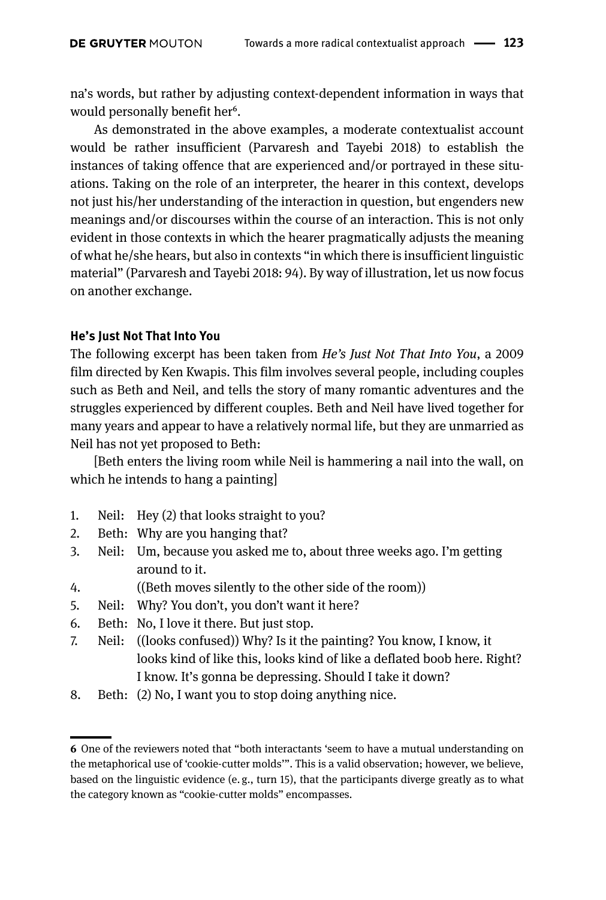na's words, but rather by adjusting context-dependent information in ways that would personally benefit her[6].

As demonstrated in the above examples, a moderate contextualist account would be rather insufficient (Parvaresh and Tayebi 2018) to establish the instances of taking offence that are experienced and/or portrayed in these situations. Taking on the role of an interpreter, the hearer in this context, develops not just his/her understanding of the interaction in question, but engenders new meanings and/or discourses within the course of an interaction. This is not only evident in those contexts in which the hearer pragmatically adjusts the meaning of what he/she hears, but also in contexts "in which there is insufficient linguistic material" (Parvaresh and Tayebi 2018: 94). By way of illustration, let us now focus on another exchange.

#### He's Just Not That Into You

The following excerpt has been taken from *He's Just Not That Into You*, a 2009 film directed by Ken Kwapis. This film involves several people, including couples such as Beth and Neil, and tells the story of many romantic adventures and the struggles experienced by different couples. Beth and Neil have lived together for many years and appear to have a relatively normal life, but they are unmarried as Neil has not yet proposed to Beth:

[Beth enters the living room while Neil is hammering a nail into the wall, on which he intends to hang a painting]

1. Neil: Hey (2) that looks straight to you?
2. Beth: Why are you hanging that?
3. Neil: Um, because you asked me to, about three weeks ago. I'm getting around to it.
4. ((Beth moves silently to the other side of the room))
5. Neil: Why? You don't, you don't want it here?
6. Beth: No, I love it there. But just stop.
7. Neil: ((looks confused)) Why? Is it the painting? You know, I know, it looks kind of like this, looks kind of like a deflated boob here. Right? I know. It's gonna be depressing. Should I take it down?
8. Beth: (2) No, I want you to stop doing anything nice.

---

[6] One of the reviewers noted that "both interactants 'seem to have a mutual understanding on the metaphorical use of 'cookie-cutter molds'". This is a valid observation; however, we believe, based on the linguistic evidence (e. g., turn 15), that the participants diverge greatly as to what the category known as "cookie-cutter molds" encompasses.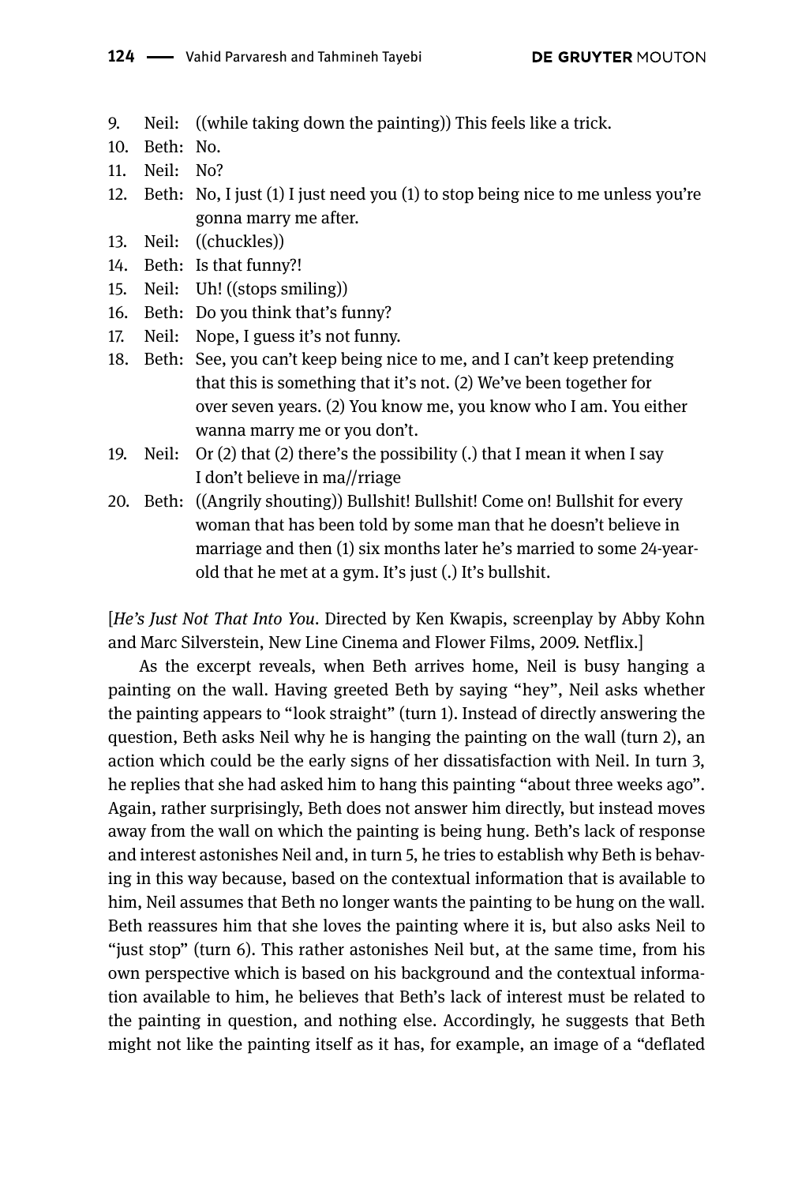9. Neil: ((while taking down the painting)) This feels like a trick.
10. Beth: No.
11. Neil: No?
12. Beth: No, I just (1) I just need you (1) to stop being nice to me unless you're gonna marry me after.
13. Neil: ((chuckles))
14. Beth: Is that funny?!
15. Neil: Uh! ((stops smiling))
16. Beth: Do you think that's funny?
17. Neil: Nope, I guess it's not funny.
18. Beth: See, you can't keep being nice to me, and I can't keep pretending that this is something that it's not. (2) We've been together for over seven years. (2) You know me, you know who I am. You either wanna marry me or you don't.
19. Neil: Or (2) that (2) there's the possibility (.) that I mean it when I say I don't believe in ma//rriage
20. Beth: ((Angrily shouting)) Bullshit! Bullshit! Come on! Bullshit for every woman that has been told by some man that he doesn't believe in marriage and then (1) six months later he's married to some 24-year-old that he met at a gym. It's just (.) It's bullshit.

[*He's Just Not That Into You*. Directed by Ken Kwapis, screenplay by Abby Kohn and Marc Silverstein, New Line Cinema and Flower Films, 2009. Netflix.]

As the excerpt reveals, when Beth arrives home, Neil is busy hanging a painting on the wall. Having greeted Beth by saying "hey", Neil asks whether the painting appears to "look straight" (turn 1). Instead of directly answering the question, Beth asks Neil why he is hanging the painting on the wall (turn 2), an action which could be the early signs of her dissatisfaction with Neil. In turn 3, he replies that she had asked him to hang this painting "about three weeks ago". Again, rather surprisingly, Beth does not answer him directly, but instead moves away from the wall on which the painting is being hung. Beth's lack of response and interest astonishes Neil and, in turn 5, he tries to establish why Beth is behaving in this way because, based on the contextual information that is available to him, Neil assumes that Beth no longer wants the painting to be hung on the wall. Beth reassures him that she loves the painting where it is, but also asks Neil to "just stop" (turn 6). This rather astonishes Neil but, at the same time, from his own perspective which is based on his background and the contextual information available to him, he believes that Beth's lack of interest must be related to the painting in question, and nothing else. Accordingly, he suggests that Beth might not like the painting itself as it has, for example, an image of a "deflated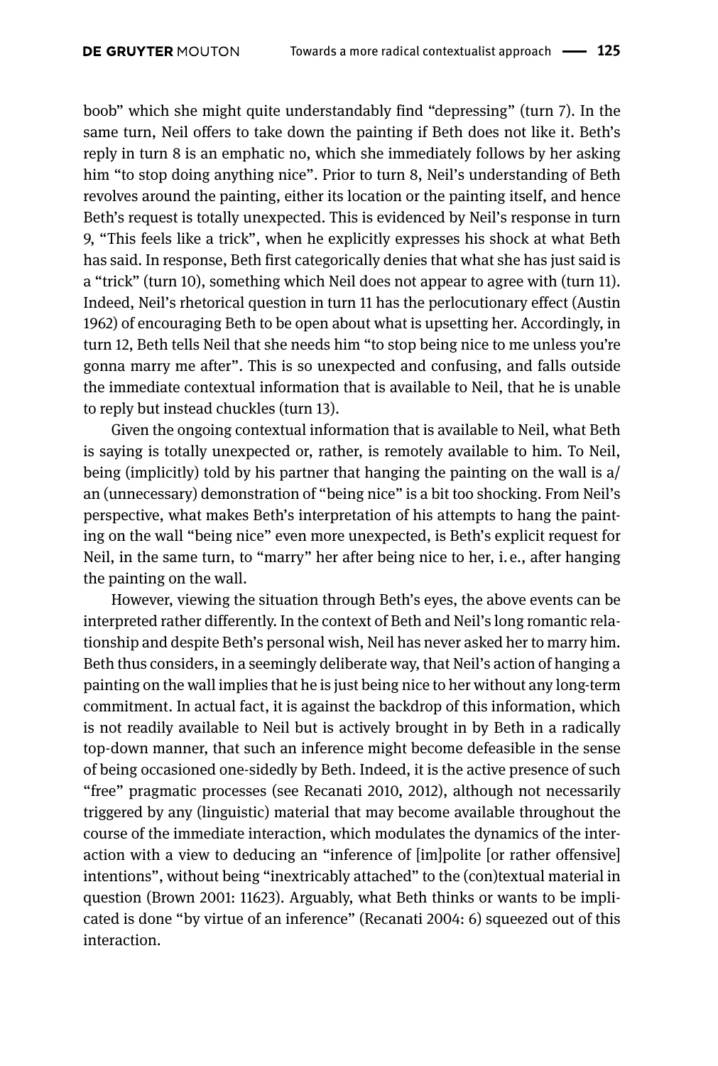boob" which she might quite understandably find "depressing" (turn 7). In the same turn, Neil offers to take down the painting if Beth does not like it. Beth's reply in turn 8 is an emphatic no, which she immediately follows by her asking him "to stop doing anything nice". Prior to turn 8, Neil's understanding of Beth revolves around the painting, either its location or the painting itself, and hence Beth's request is totally unexpected. This is evidenced by Neil's response in turn 9, "This feels like a trick", when he explicitly expresses his shock at what Beth has said. In response, Beth first categorically denies that what she has just said is a "trick" (turn 10), something which Neil does not appear to agree with (turn 11). Indeed, Neil's rhetorical question in turn 11 has the perlocutionary effect (Austin 1962) of encouraging Beth to be open about what is upsetting her. Accordingly, in turn 12, Beth tells Neil that she needs him "to stop being nice to me unless you're gonna marry me after". This is so unexpected and confusing, and falls outside the immediate contextual information that is available to Neil, that he is unable to reply but instead chuckles (turn 13).

Given the ongoing contextual information that is available to Neil, what Beth is saying is totally unexpected or, rather, is remotely available to him. To Neil, being (implicitly) told by his partner that hanging the painting on the wall is a/an (unnecessary) demonstration of "being nice" is a bit too shocking. From Neil's perspective, what makes Beth's interpretation of his attempts to hang the painting on the wall "being nice" even more unexpected, is Beth's explicit request for Neil, in the same turn, to "marry" her after being nice to her, i. e., after hanging the painting on the wall.

However, viewing the situation through Beth's eyes, the above events can be interpreted rather differently. In the context of Beth and Neil's long romantic relationship and despite Beth's personal wish, Neil has never asked her to marry him. Beth thus considers, in a seemingly deliberate way, that Neil's action of hanging a painting on the wall implies that he is just being nice to her without any long-term commitment. In actual fact, it is against the backdrop of this information, which is not readily available to Neil but is actively brought in by Beth in a radically top-down manner, that such an inference might become defeasible in the sense of being occasioned one-sidedly by Beth. Indeed, it is the active presence of such "free" pragmatic processes (see Recanati 2010, 2012), although not necessarily triggered by any (linguistic) material that may become available throughout the course of the immediate interaction, which modulates the dynamics of the interaction with a view to deducing an "inference of [im]polite [or rather offensive] intentions", without being "inextricably attached" to the (con)textual material in question (Brown 2001: 11623). Arguably, what Beth thinks or wants to be implicated is done "by virtue of an inference" (Recanati 2004: 6) squeezed out of this interaction.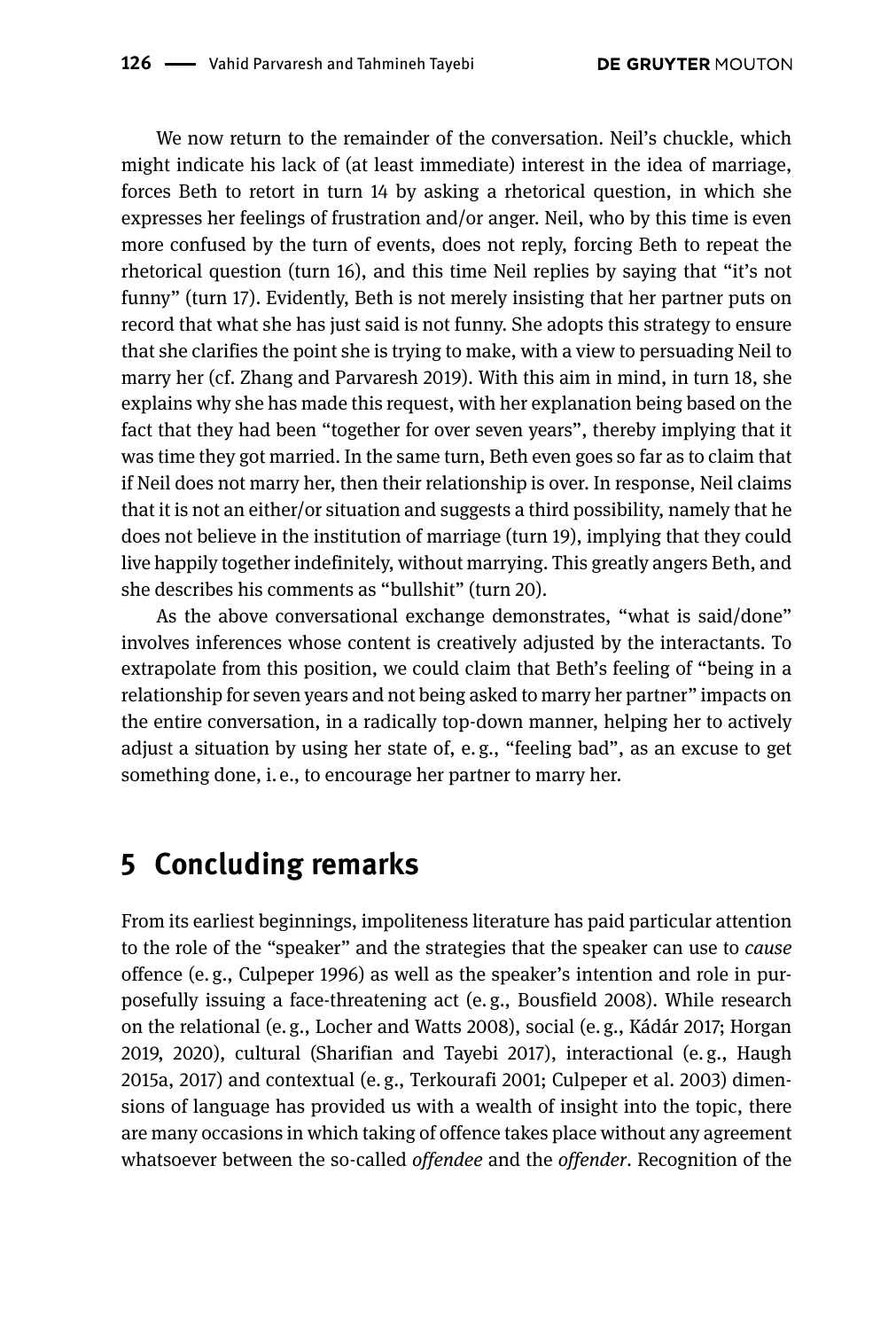We now return to the remainder of the conversation. Neil's chuckle, which might indicate his lack of (at least immediate) interest in the idea of marriage, forces Beth to retort in turn 14 by asking a rhetorical question, in which she expresses her feelings of frustration and/or anger. Neil, who by this time is even more confused by the turn of events, does not reply, forcing Beth to repeat the rhetorical question (turn 16), and this time Neil replies by saying that "it's not funny" (turn 17). Evidently, Beth is not merely insisting that her partner puts on record that what she has just said is not funny. She adopts this strategy to ensure that she clarifies the point she is trying to make, with a view to persuading Neil to marry her (cf. Zhang and Parvaresh 2019). With this aim in mind, in turn 18, she explains why she has made this request, with her explanation being based on the fact that they had been "together for over seven years", thereby implying that it was time they got married. In the same turn, Beth even goes so far as to claim that if Neil does not marry her, then their relationship is over. In response, Neil claims that it is not an either/or situation and suggests a third possibility, namely that he does not believe in the institution of marriage (turn 19), implying that they could live happily together indefinitely, without marrying. This greatly angers Beth, and she describes his comments as "bullshit" (turn 20).

As the above conversational exchange demonstrates, "what is said/done" involves inferences whose content is creatively adjusted by the interactants. To extrapolate from this position, we could claim that Beth's feeling of "being in a relationship for seven years and not being asked to marry her partner" impacts on the entire conversation, in a radically top-down manner, helping her to actively adjust a situation by using her state of, e. g., "feeling bad", as an excuse to get something done, i. e., to encourage her partner to marry her.

## 5 Concluding remarks

From its earliest beginnings, impoliteness literature has paid particular attention to the role of the "speaker" and the strategies that the speaker can use to *cause* offence (e. g., Culpeper 1996) as well as the speaker's intention and role in purposefully issuing a face-threatening act (e. g., Bousfield 2008). While research on the relational (e. g., Locher and Watts 2008), social (e. g., Kádár 2017; Horgan 2019, 2020), cultural (Sharifian and Tayebi 2017), interactional (e. g., Haugh 2015a, 2017) and contextual (e. g., Terkourafi 2001; Culpeper et al. 2003) dimensions of language has provided us with a wealth of insight into the topic, there are many occasions in which taking of offence takes place without any agreement whatsoever between the so-called *offendee* and the *offender*. Recognition of the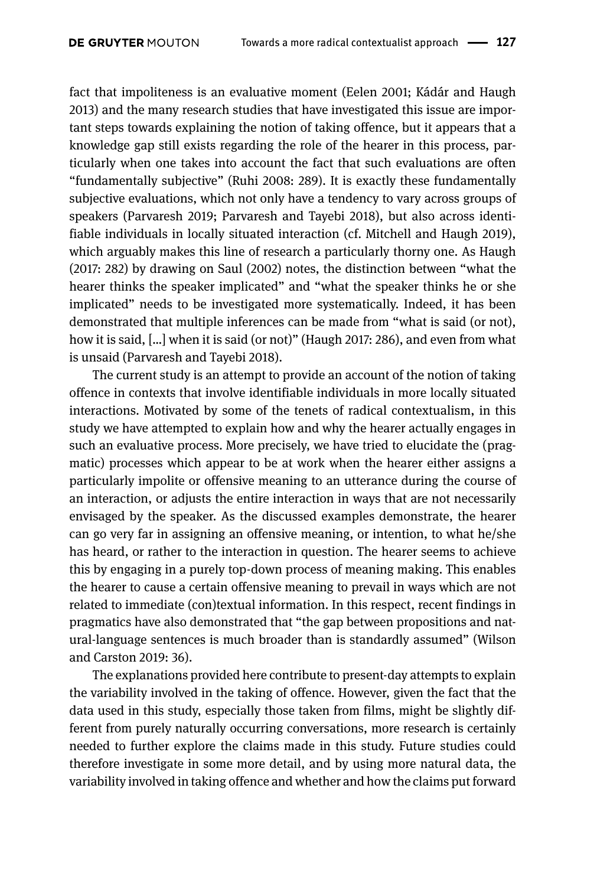fact that impoliteness is an evaluative moment (Eelen 2001; Kádár and Haugh 2013) and the many research studies that have investigated this issue are important steps towards explaining the notion of taking offence, but it appears that a knowledge gap still exists regarding the role of the hearer in this process, particularly when one takes into account the fact that such evaluations are often "fundamentally subjective" (Ruhi 2008: 289). It is exactly these fundamentally subjective evaluations, which not only have a tendency to vary across groups of speakers (Parvaresh 2019; Parvaresh and Tayebi 2018), but also across identifiable individuals in locally situated interaction (cf. Mitchell and Haugh 2019), which arguably makes this line of research a particularly thorny one. As Haugh (2017: 282) by drawing on Saul (2002) notes, the distinction between "what the hearer thinks the speaker implicated" and "what the speaker thinks he or she implicated" needs to be investigated more systematically. Indeed, it has been demonstrated that multiple inferences can be made from "what is said (or not), how it is said, [...] when it is said (or not)" (Haugh 2017: 286), and even from what is unsaid (Parvaresh and Tayebi 2018).

The current study is an attempt to provide an account of the notion of taking offence in contexts that involve identifiable individuals in more locally situated interactions. Motivated by some of the tenets of radical contextualism, in this study we have attempted to explain how and why the hearer actually engages in such an evaluative process. More precisely, we have tried to elucidate the (pragmatic) processes which appear to be at work when the hearer either assigns a particularly impolite or offensive meaning to an utterance during the course of an interaction, or adjusts the entire interaction in ways that are not necessarily envisaged by the speaker. As the discussed examples demonstrate, the hearer can go very far in assigning an offensive meaning, or intention, to what he/she has heard, or rather to the interaction in question. The hearer seems to achieve this by engaging in a purely top-down process of meaning making. This enables the hearer to cause a certain offensive meaning to prevail in ways which are not related to immediate (con)textual information. In this respect, recent findings in pragmatics have also demonstrated that "the gap between propositions and natural-language sentences is much broader than is standardly assumed" (Wilson and Carston 2019: 36).

The explanations provided here contribute to present-day attempts to explain the variability involved in the taking of offence. However, given the fact that the data used in this study, especially those taken from films, might be slightly different from purely naturally occurring conversations, more research is certainly needed to further explore the claims made in this study. Future studies could therefore investigate in some more detail, and by using more natural data, the variability involved in taking offence and whether and how the claims put forward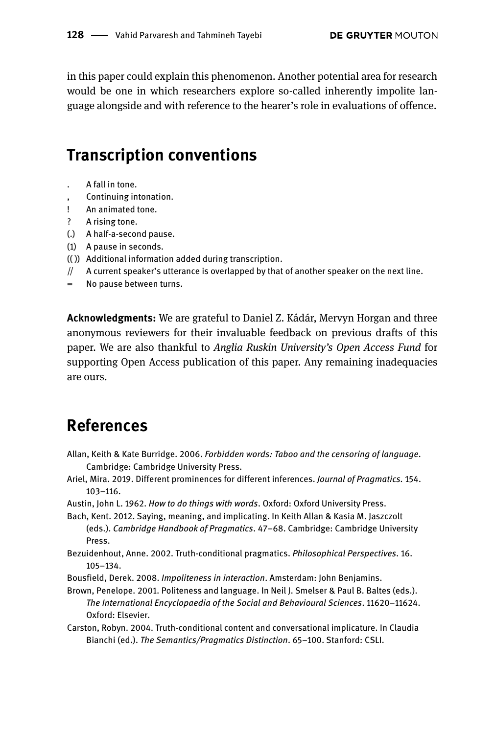in this paper could explain this phenomenon. Another potential area for research would be one in which researchers explore so-called inherently impolite language alongside and with reference to the hearer's role in evaluations of offence.

## Transcription conventions

- . A fall in tone.
- , Continuing intonation.
- ! An animated tone.
- ? A rising tone.
- (.) A half-a-second pause.
- (1) A pause in seconds.
- (( )) Additional information added during transcription.
- // A current speaker's utterance is overlapped by that of another speaker on the next line.
- = No pause between turns.

**Acknowledgments:** We are grateful to Daniel Z. Kádár, Mervyn Horgan and three anonymous reviewers for their invaluable feedback on previous drafts of this paper. We are also thankful to *Anglia Ruskin University's Open Access Fund* for supporting Open Access publication of this paper. Any remaining inadequacies are ours.

## References

Allan, Keith & Kate Burridge. 2006. *Forbidden words: Taboo and the censoring of language*. Cambridge: Cambridge University Press.

Ariel, Mira. 2019. Different prominences for different inferences. *Journal of Pragmatics*. 154. 103–116.

Austin, John L. 1962. *How to do things with words*. Oxford: Oxford University Press.

Bach, Kent. 2012. Saying, meaning, and implicating. In Keith Allan & Kasia M. Jaszczolt (eds.). *Cambridge Handbook of Pragmatics*. 47–68. Cambridge: Cambridge University Press.

Bezuidenhout, Anne. 2002. Truth-conditional pragmatics. *Philosophical Perspectives*. 16. 105–134.

Bousfield, Derek. 2008. *Impoliteness in interaction*. Amsterdam: John Benjamins.

Brown, Penelope. 2001. Politeness and language. In Neil J. Smelser & Paul B. Baltes (eds.). *The International Encyclopaedia of the Social and Behavioural Sciences*. 11620–11624. Oxford: Elsevier.

Carston, Robyn. 2004. Truth-conditional content and conversational implicature. In Claudia Bianchi (ed.). *The Semantics/Pragmatics Distinction*. 65–100. Stanford: CSLI.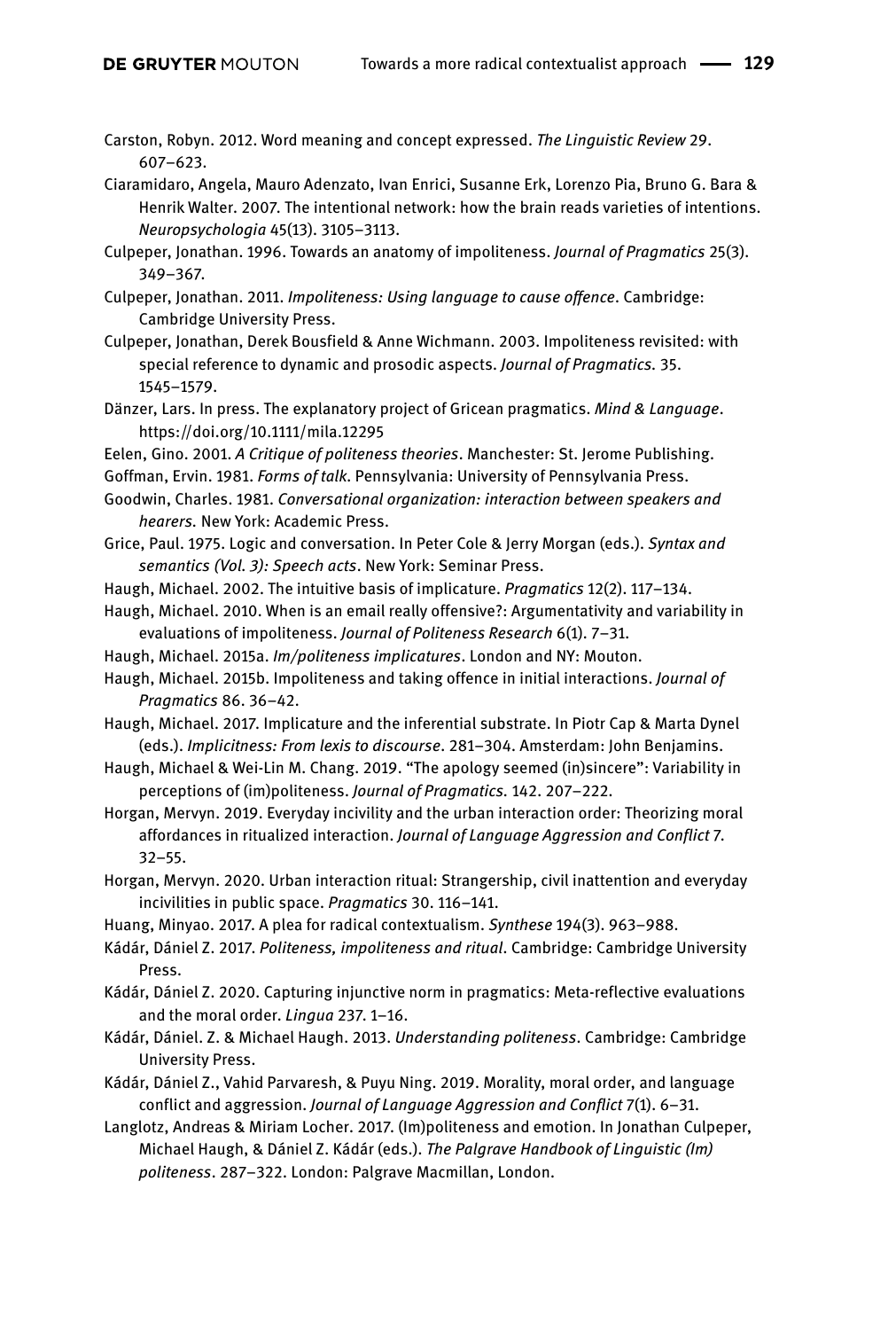Carston, Robyn. 2012. Word meaning and concept expressed. *The Linguistic Review* 29. 607–623.

Ciaramidaro, Angela, Mauro Adenzato, Ivan Enrici, Susanne Erk, Lorenzo Pia, Bruno G. Bara & Henrik Walter. 2007. The intentional network: how the brain reads varieties of intentions. *Neuropsychologia* 45(13). 3105–3113.

Culpeper, Jonathan. 1996. Towards an anatomy of impoliteness. *Journal of Pragmatics* 25(3). 349–367.

Culpeper, Jonathan. 2011. *Impoliteness: Using language to cause offence*. Cambridge: Cambridge University Press.

Culpeper, Jonathan, Derek Bousfield & Anne Wichmann. 2003. Impoliteness revisited: with special reference to dynamic and prosodic aspects. *Journal of Pragmatics.* 35. 1545–1579.

Dänzer, Lars. In press. The explanatory project of Gricean pragmatics. *Mind & Language*. https://doi.org/10.1111/mila.12295

Eelen, Gino. 2001. *A Critique of politeness theories*. Manchester: St. Jerome Publishing.

Goffman, Ervin. 1981. *Forms of talk*. Pennsylvania: University of Pennsylvania Press.

Goodwin, Charles. 1981. *Conversational organization: interaction between speakers and hearers.* New York: Academic Press.

Grice, Paul. 1975. Logic and conversation. In Peter Cole & Jerry Morgan (eds.). *Syntax and semantics (Vol. 3): Speech acts*. New York: Seminar Press.

Haugh, Michael. 2002. The intuitive basis of implicature. *Pragmatics* 12(2). 117–134.

Haugh, Michael. 2010. When is an email really offensive?: Argumentativity and variability in evaluations of impoliteness. *Journal of Politeness Research* 6(1). 7–31.

Haugh, Michael. 2015a. *Im/politeness implicatures*. London and NY: Mouton.

Haugh, Michael. 2015b. Impoliteness and taking offence in initial interactions. *Journal of Pragmatics* 86. 36–42.

Haugh, Michael. 2017. Implicature and the inferential substrate. In Piotr Cap & Marta Dynel (eds.). *Implicitness: From lexis to discourse*. 281–304. Amsterdam: John Benjamins.

Haugh, Michael & Wei-Lin M. Chang. 2019. "The apology seemed (in)sincere": Variability in perceptions of (im)politeness. *Journal of Pragmatics.* 142. 207–222.

Horgan, Mervyn. 2019. Everyday incivility and the urban interaction order: Theorizing moral affordances in ritualized interaction. *Journal of Language Aggression and Conflict* 7. 32–55.

Horgan, Mervyn. 2020. Urban interaction ritual: Strangership, civil inattention and everyday incivilities in public space. *Pragmatics* 30. 116–141.

Huang, Minyao. 2017. A plea for radical contextualism. *Synthese* 194(3). 963–988.

Kádár, Dániel Z. 2017. *Politeness, impoliteness and ritual*. Cambridge: Cambridge University Press.

Kádár, Dániel Z. 2020. Capturing injunctive norm in pragmatics: Meta-reflective evaluations and the moral order. *Lingua* 237. 1–16.

Kádár, Dániel. Z. & Michael Haugh. 2013. *Understanding politeness*. Cambridge: Cambridge University Press.

Kádár, Dániel Z., Vahid Parvaresh, & Puyu Ning. 2019. Morality, moral order, and language conflict and aggression. *Journal of Language Aggression and Conflict* 7(1). 6–31.

Langlotz, Andreas & Miriam Locher. 2017. (Im)politeness and emotion. In Jonathan Culpeper, Michael Haugh, & Dániel Z. Kádár (eds.). *The Palgrave Handbook of Linguistic (Im) politeness*. 287–322. London: Palgrave Macmillan, London.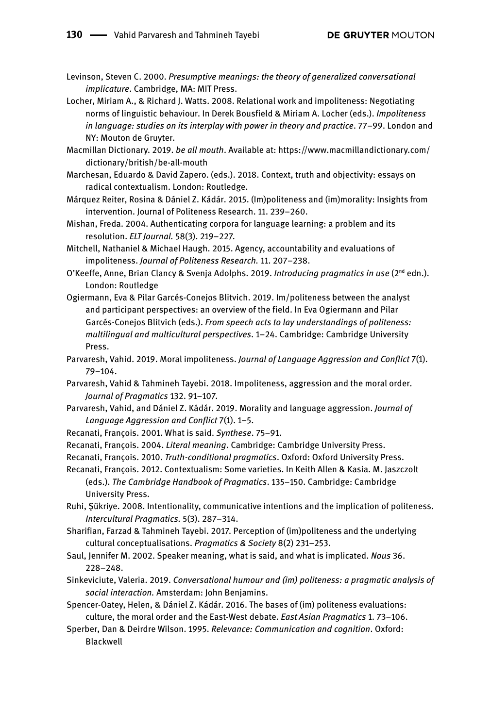Levinson, Steven C. 2000. *Presumptive meanings: the theory of generalized conversational implicature*. Cambridge, MA: MIT Press.

Locher, Miriam A., & Richard J. Watts. 2008. Relational work and impoliteness: Negotiating norms of linguistic behaviour. In Derek Bousfield & Miriam A. Locher (eds.). *Impoliteness in language: studies on its interplay with power in theory and practice*. 77–99. London and NY: Mouton de Gruyter.

Macmillan Dictionary. 2019. *be all mouth*. Available at: https://www.macmillandictionary.com/dictionary/british/be-all-mouth

Marchesan, Eduardo & David Zapero. (eds.). 2018. Context, truth and objectivity: essays on radical contextualism. London: Routledge.

Márquez Reiter, Rosina & Dániel Z. Kádár. 2015. (Im)politeness and (im)morality: Insights from intervention. Journal of Politeness Research. 11. 239–260.

Mishan, Freda. 2004. Authenticating corpora for language learning: a problem and its resolution. *ELT Journal.* 58(3). 219–227.

Mitchell, Nathaniel & Michael Haugh. 2015. Agency, accountability and evaluations of impoliteness. *Journal of Politeness Research.* 11. 207–238.

O'Keeffe, Anne, Brian Clancy & Svenja Adolphs. 2019. *Introducing pragmatics in use* (2nd edn.). London: Routledge

Ogiermann, Eva & Pilar Garcés-Conejos Blitvich. 2019. Im/politeness between the analyst and participant perspectives: an overview of the field. In Eva Ogiermann and Pilar Garcés-Conejos Blitvich (eds.). *From speech acts to lay understandings of politeness: multilingual and multicultural perspectives*. 1–24. Cambridge: Cambridge University Press.

Parvaresh, Vahid. 2019. Moral impoliteness. *Journal of Language Aggression and Conflict* 7(1). 79–104.

Parvaresh, Vahid & Tahmineh Tayebi. 2018. Impoliteness, aggression and the moral order. *Journal of Pragmatics* 132. 91–107.

Parvaresh, Vahid, and Dániel Z. Kádár. 2019. Morality and language aggression. *Journal of Language Aggression and Conflict* 7(1). 1–5.

Recanati, François. 2001. What is said. *Synthese*. 75–91.

Recanati, François. 2004. *Literal meaning*. Cambridge: Cambridge University Press.

Recanati, François. 2010. *Truth-conditional pragmatics*. Oxford: Oxford University Press.

Recanati, François. 2012. Contextualism: Some varieties. In Keith Allen & Kasia. M. Jaszczolt (eds.). *The Cambridge Handbook of Pragmatics*. 135–150. Cambridge: Cambridge University Press.

Ruhi, Şükriye. 2008. Intentionality, communicative intentions and the implication of politeness. *Intercultural Pragmatics.* 5(3). 287–314.

Sharifian, Farzad & Tahmineh Tayebi. 2017. Perception of (im)politeness and the underlying cultural conceptualisations. *Pragmatics & Society* 8(2) 231–253.

Saul, Jennifer M. 2002. Speaker meaning, what is said, and what is implicated. *Nous* 36. 228–248.

Sinkeviciute, Valeria. 2019. *Conversational humour and (im) politeness: a pragmatic analysis of social interaction.* Amsterdam: John Benjamins.

Spencer-Oatey, Helen, & Dániel Z. Kádár. 2016. The bases of (im) politeness evaluations: culture, the moral order and the East-West debate. *East Asian Pragmatics* 1. 73–106.

Sperber, Dan & Deirdre Wilson. 1995. *Relevance: Communication and cognition*. Oxford: Blackwell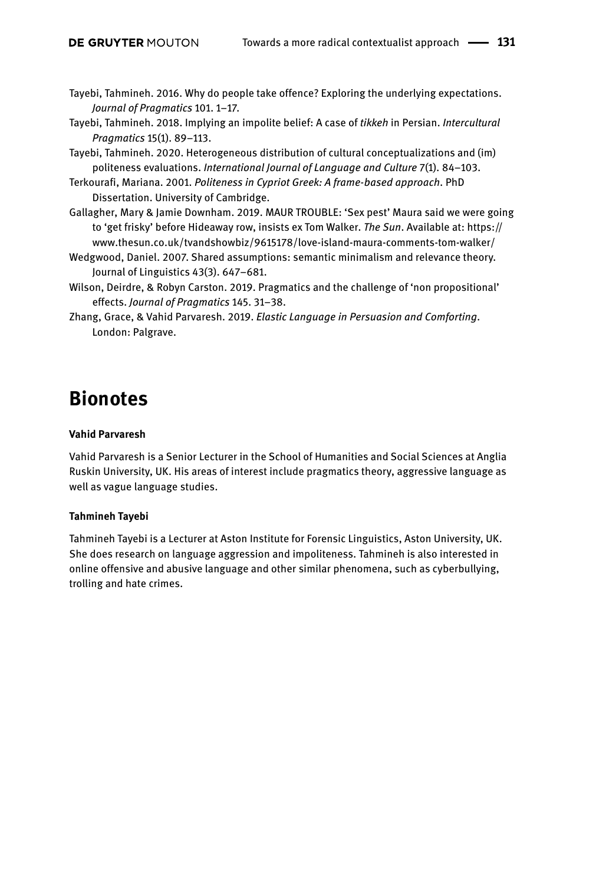Tayebi, Tahmineh. 2016. Why do people take offence? Exploring the underlying expectations. *Journal of Pragmatics* 101. 1–17.

Tayebi, Tahmineh. 2018. Implying an impolite belief: A case of *tikkeh* in Persian. *Intercultural Pragmatics* 15(1). 89–113.

Tayebi, Tahmineh. 2020. Heterogeneous distribution of cultural conceptualizations and (im) politeness evaluations. *International Journal of Language and Culture* 7(1). 84–103.

Terkourafi, Mariana. 2001. *Politeness in Cypriot Greek: A frame-based approach*. PhD Dissertation. University of Cambridge.

Gallagher, Mary & Jamie Downham. 2019. MAUR TROUBLE: 'Sex pest' Maura said we were going to 'get frisky' before Hideaway row, insists ex Tom Walker. *The Sun*. Available at: https://www.thesun.co.uk/tvandshowbiz/9615178/love-island-maura-comments-tom-walker/

Wedgwood, Daniel. 2007. Shared assumptions: semantic minimalism and relevance theory. Journal of Linguistics 43(3). 647–681.

Wilson, Deirdre, & Robyn Carston. 2019. Pragmatics and the challenge of 'non propositional' effects. *Journal of Pragmatics* 145. 31–38.

Zhang, Grace, & Vahid Parvaresh. 2019. *Elastic Language in Persuasion and Comforting*. London: Palgrave.

# Bionotes

**Vahid Parvaresh**

Vahid Parvaresh is a Senior Lecturer in the School of Humanities and Social Sciences at Anglia Ruskin University, UK. His areas of interest include pragmatics theory, aggressive language as well as vague language studies.

**Tahmineh Tayebi**

Tahmineh Tayebi is a Lecturer at Aston Institute for Forensic Linguistics, Aston University, UK. She does research on language aggression and impoliteness. Tahmineh is also interested in online offensive and abusive language and other similar phenomena, such as cyberbullying, trolling and hate crimes.